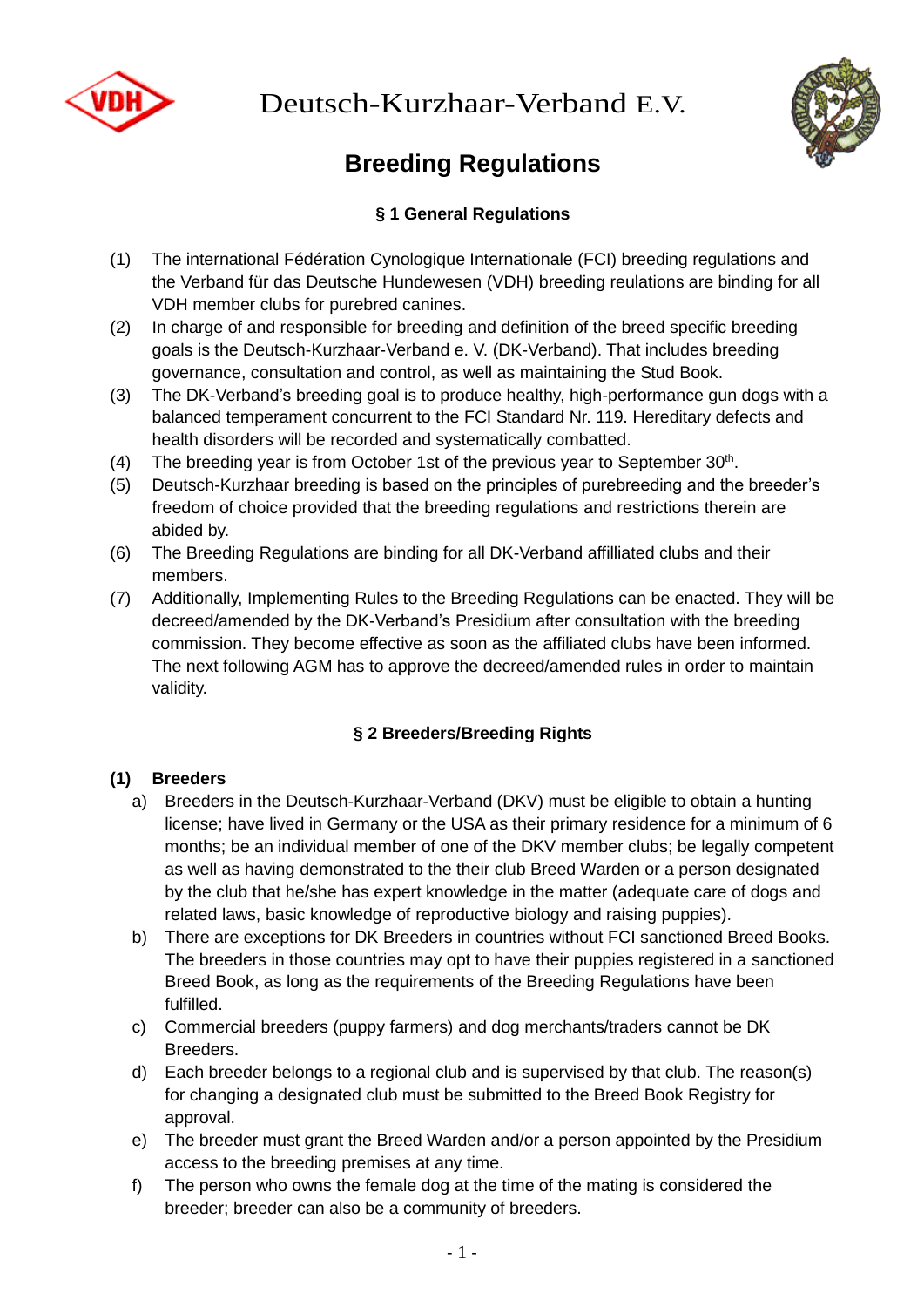# Deutsch-Kurzhaar-Verband E.V.

## Breeding Regulations

### § 1 General Regulations

(1) The international Fédération Cynologique Internationale (FCI) breeding regulations and the Verband für das Deutsche Hundewesen (VDH) breeding reulations are binding for all VDH member clubs for purebred canines.

(2) In charge of and responsible for breeding and definition of the breed specific breeding goals is the Deutsch-Kurzhaar-Verband e. V. (DK-Verband). That includes breeding governance, consultation and control, as well as maintaining the Stud Book.

(3) The DK-Verband's breeding goal is to produce healthy, high-performance gun dogs with a balanced temperament concurrent to the FCI Standard Nr. 119. Hereditary defects and health disorders will be recorded and systematically combatted.

(4) The breeding year is from October 1st of the previous year to September 30th.

(5) Deutsch-Kurzhaar breeding is based on the principles of purebreeding and the breeder's freedom of choice provided that the breeding regulations and restrictions therein are abided by.

(6) The Breeding Regulations are binding for all DK-Verband affilliated clubs and their members.

(7) Additionally, Implementing Rules to the Breeding Regulations can be enacted. They will be decreed/amended by the DK-Verband's Presidium after consultation with the breeding commission. They become effective as soon as the affiliated clubs have been informed. The next following AGM has to approve the decreed/amended rules in order to maintain validity.

### § 2 Breeders/Breeding Rights

**(1) Breeders**

a) Breeders in the Deutsch-Kurzhaar-Verband (DKV) must be eligible to obtain a hunting license; have lived in Germany or the USA as their primary residence for a minimum of 6 months; be an individual member of one of the DKV member clubs; be legally competent as well as having demonstrated to the their club Breed Warden or a person designated by the club that he/she has expert knowledge in the matter (adequate care of dogs and related laws, basic knowledge of reproductive biology and raising puppies).

b) There are exceptions for DK Breeders in countries without FCI sanctioned Breed Books. The breeders in those countries may opt to have their puppies registered in a sanctioned Breed Book, as long as the requirements of the Breeding Regulations have been fulfilled.

c) Commercial breeders (puppy farmers) and dog merchants/traders cannot be DK Breeders.

d) Each breeder belongs to a regional club and is supervised by that club. The reason(s) for changing a designated club must be submitted to the Breed Book Registry for approval.

e) The breeder must grant the Breed Warden and/or a person appointed by the Presidium access to the breeding premises at any time.

f) The person who owns the female dog at the time of the mating is considered the breeder; breeder can also be a community of breeders.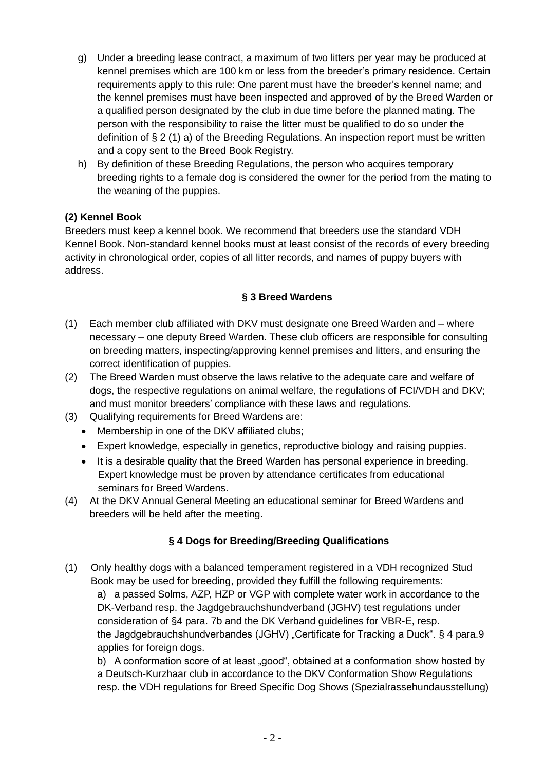g) Under a breeding lease contract, a maximum of two litters per year may be produced at kennel premises which are 100 km or less from the breeder's primary residence. Certain requirements apply to this rule: One parent must have the breeder's kennel name; and the kennel premises must have been inspected and approved of by the Breed Warden or a qualified person designated by the club in due time before the planned mating. The person with the responsibility to raise the litter must be qualified to do so under the definition of § 2 (1) a) of the Breeding Regulations. An inspection report must be written and a copy sent to the Breed Book Registry.

h) By definition of these Breeding Regulations, the person who acquires temporary breeding rights to a female dog is considered the owner for the period from the mating to the weaning of the puppies.

**(2) Kennel Book**

Breeders must keep a kennel book. We recommend that breeders use the standard VDH Kennel Book. Non-standard kennel books must at least consist of the records of every breeding activity in chronological order, copies of all litter records, and names of puppy buyers with address.

### § 3 Breed Wardens

(1) Each member club affiliated with DKV must designate one Breed Warden and – where necessary – one deputy Breed Warden. These club officers are responsible for consulting on breeding matters, inspecting/approving kennel premises and litters, and ensuring the correct identification of puppies.

(2) The Breed Warden must observe the laws relative to the adequate care and welfare of dogs, the respective regulations on animal welfare, the regulations of FCI/VDH and DKV; and must monitor breeders' compliance with these laws and regulations.

(3) Qualifying requirements for Breed Wardens are:
- Membership in one of the DKV affiliated clubs;
- Expert knowledge, especially in genetics, reproductive biology and raising puppies.
- It is a desirable quality that the Breed Warden has personal experience in breeding. Expert knowledge must be proven by attendance certificates from educational seminars for Breed Wardens.

(4) At the DKV Annual General Meeting an educational seminar for Breed Wardens and breeders will be held after the meeting.

### § 4 Dogs for Breeding/Breeding Qualifications

(1) Only healthy dogs with a balanced temperament registered in a VDH recognized Stud Book may be used for breeding, provided they fulfill the following requirements:

a) a passed Solms, AZP, HZP or VGP with complete water work in accordance to the DK-Verband resp. the Jagdgebrauchshundverband (JGHV) test regulations under consideration of §4 para. 7b and the DK Verband guidelines for VBR-E, resp. the Jagdgebrauchshundverbandes (JGHV) „Certificate for Tracking a Duck". § 4 para.9 applies for foreign dogs.

b) A conformation score of at least „good", obtained at a conformation show hosted by a Deutsch-Kurzhaar club in accordance to the DKV Conformation Show Regulations resp. the VDH regulations for Breed Specific Dog Shows (Spezialrassehundausstellung)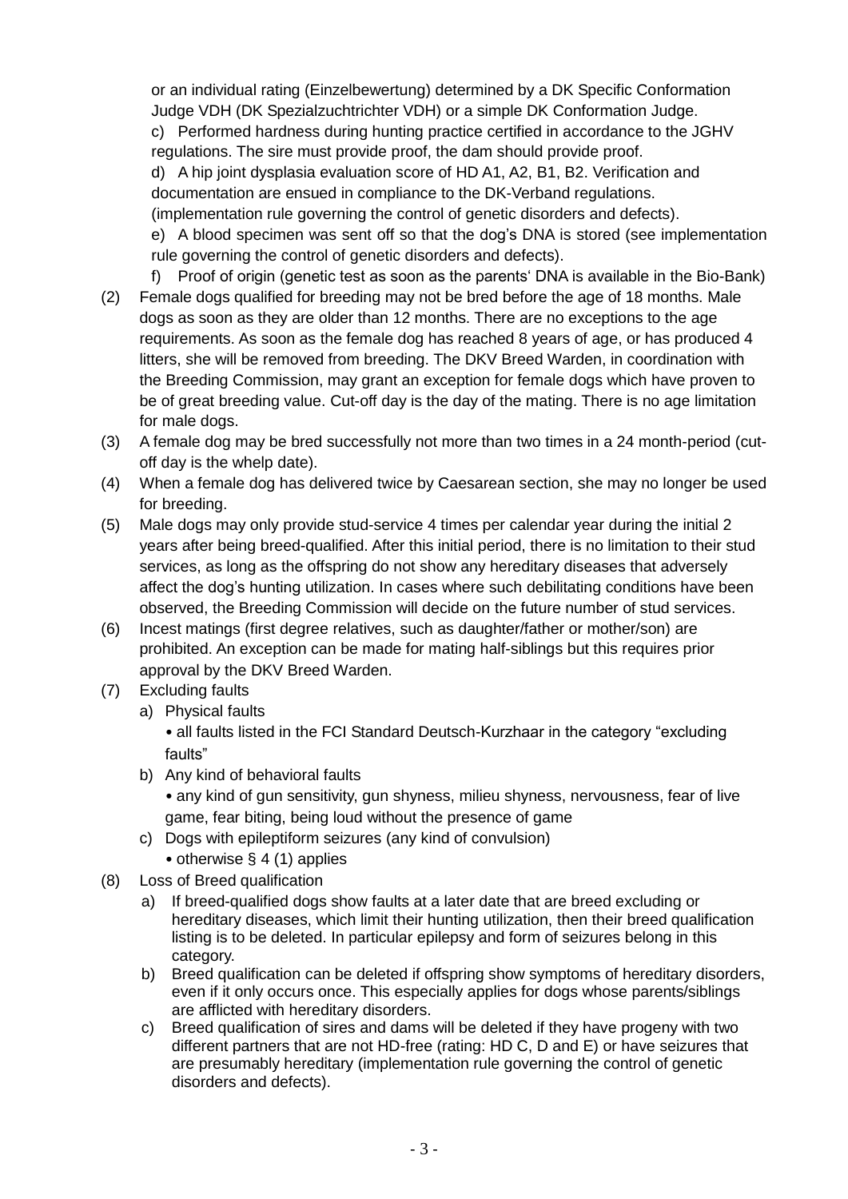or an individual rating (Einzelbewertung) determined by a DK Specific Conformation Judge VDH (DK Spezialzuchtrichter VDH) or a simple DK Conformation Judge.

c) Performed hardness during hunting practice certified in accordance to the JGHV regulations. The sire must provide proof, the dam should provide proof.

d) A hip joint dysplasia evaluation score of HD A1, A2, B1, B2. Verification and documentation are ensued in compliance to the DK-Verband regulations. (implementation rule governing the control of genetic disorders and defects).

e) A blood specimen was sent off so that the dog's DNA is stored (see implementation rule governing the control of genetic disorders and defects).

f) Proof of origin (genetic test as soon as the parents' DNA is available in the Bio-Bank)

(2) Female dogs qualified for breeding may not be bred before the age of 18 months. Male dogs as soon as they are older than 12 months. There are no exceptions to the age requirements. As soon as the female dog has reached 8 years of age, or has produced 4 litters, she will be removed from breeding. The DKV Breed Warden, in coordination with the Breeding Commission, may grant an exception for female dogs which have proven to be of great breeding value. Cut-off day is the day of the mating. There is no age limitation for male dogs.

(3) A female dog may be bred successfully not more than two times in a 24 month-period (cut-off day is the whelp date).

(4) When a female dog has delivered twice by Caesarean section, she may no longer be used for breeding.

(5) Male dogs may only provide stud-service 4 times per calendar year during the initial 2 years after being breed-qualified. After this initial period, there is no limitation to their stud services, as long as the offspring do not show any hereditary diseases that adversely affect the dog's hunting utilization. In cases where such debilitating conditions have been observed, the Breeding Commission will decide on the future number of stud services.

(6) Incest matings (first degree relatives, such as daughter/father or mother/son) are prohibited. An exception can be made for mating half-siblings but this requires prior approval by the DKV Breed Warden.

(7) Excluding faults

a) Physical faults
   - all faults listed in the FCI Standard Deutsch-Kurzhaar in the category "excluding faults"

b) Any kind of behavioral faults
   - any kind of gun sensitivity, gun shyness, milieu shyness, nervousness, fear of live game, fear biting, being loud without the presence of game

c) Dogs with epileptiform seizures (any kind of convulsion)
   - otherwise § 4 (1) applies

(8) Loss of Breed qualification

a) If breed-qualified dogs show faults at a later date that are breed excluding or hereditary diseases, which limit their hunting utilization, then their breed qualification listing is to be deleted. In particular epilepsy and form of seizures belong in this category.

b) Breed qualification can be deleted if offspring show symptoms of hereditary disorders, even if it only occurs once. This especially applies for dogs whose parents/siblings are afflicted with hereditary disorders.

c) Breed qualification of sires and dams will be deleted if they have progeny with two different partners that are not HD-free (rating: HD C, D and E) or have seizures that are presumably hereditary (implementation rule governing the control of genetic disorders and defects).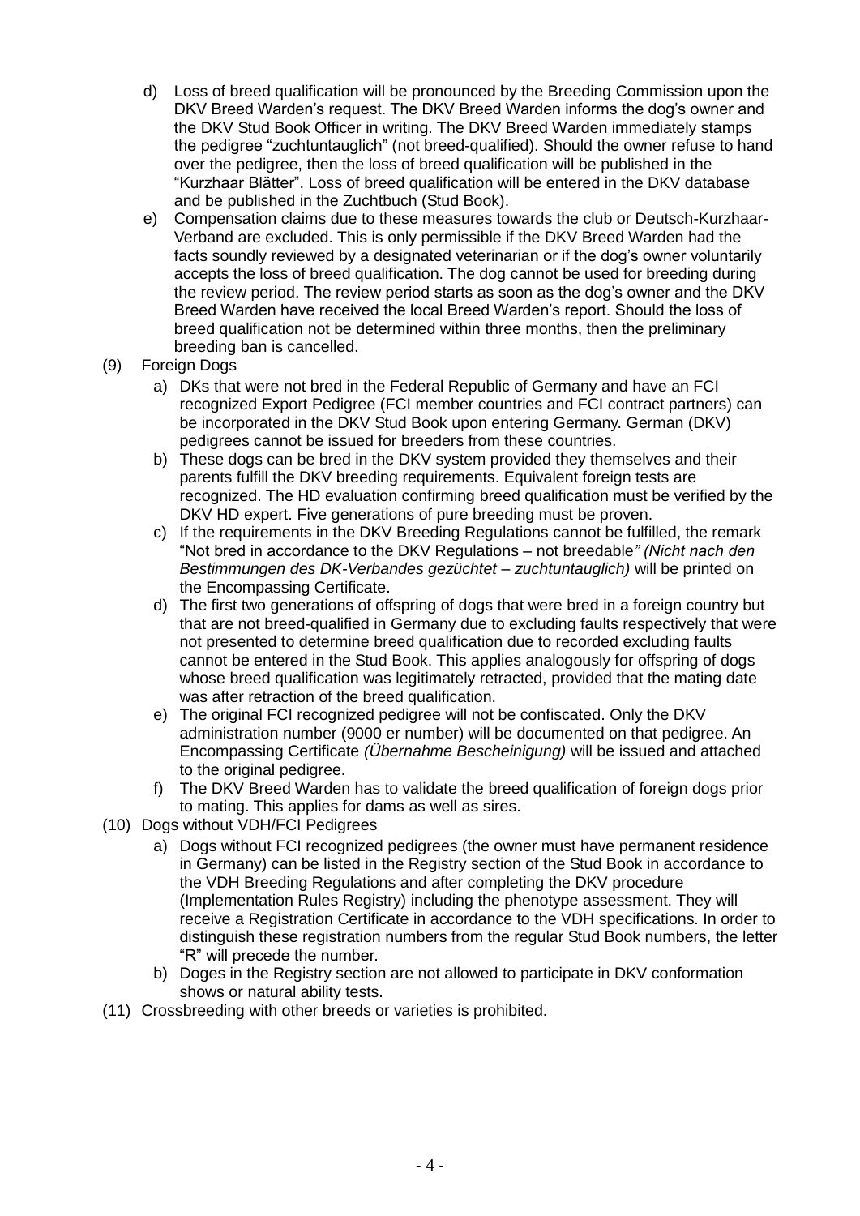d) Loss of breed qualification will be pronounced by the Breeding Commission upon the DKV Breed Warden's request. The DKV Breed Warden informs the dog's owner and the DKV Stud Book Officer in writing. The DKV Breed Warden immediately stamps the pedigree "zuchtuntauglich" (not breed-qualified). Should the owner refuse to hand over the pedigree, then the loss of breed qualification will be published in the "Kurzhaar Blätter". Loss of breed qualification will be entered in the DKV database and be published in the Zuchtbuch (Stud Book).

e) Compensation claims due to these measures towards the club or Deutsch-Kurzhaar-Verband are excluded. This is only permissible if the DKV Breed Warden had the facts soundly reviewed by a designated veterinarian or if the dog's owner voluntarily accepts the loss of breed qualification. The dog cannot be used for breeding during the review period. The review period starts as soon as the dog's owner and the DKV Breed Warden have received the local Breed Warden's report. Should the loss of breed qualification not be determined within three months, then the preliminary breeding ban is cancelled.

(9) Foreign Dogs

a) DKs that were not bred in the Federal Republic of Germany and have an FCI recognized Export Pedigree (FCI member countries and FCI contract partners) can be incorporated in the DKV Stud Book upon entering Germany. German (DKV) pedigrees cannot be issued for breeders from these countries.

b) These dogs can be bred in the DKV system provided they themselves and their parents fulfill the DKV breeding requirements. Equivalent foreign tests are recognized. The HD evaluation confirming breed qualification must be verified by the DKV HD expert. Five generations of pure breeding must be proven.

c) If the requirements in the DKV Breeding Regulations cannot be fulfilled, the remark "Not bred in accordance to the DKV Regulations – not breedable*" (Nicht nach den Bestimmungen des DK-Verbandes gezüchtet – zuchtuntauglich)* will be printed on the Encompassing Certificate.

d) The first two generations of offspring of dogs that were bred in a foreign country but that are not breed-qualified in Germany due to excluding faults respectively that were not presented to determine breed qualification due to recorded excluding faults cannot be entered in the Stud Book. This applies analogously for offspring of dogs whose breed qualification was legitimately retracted, provided that the mating date was after retraction of the breed qualification.

e) The original FCI recognized pedigree will not be confiscated. Only the DKV administration number (9000 er number) will be documented on that pedigree. An Encompassing Certificate *(Übernahme Bescheinigung)* will be issued and attached to the original pedigree.

f) The DKV Breed Warden has to validate the breed qualification of foreign dogs prior to mating. This applies for dams as well as sires.

(10) Dogs without VDH/FCI Pedigrees

a) Dogs without FCI recognized pedigrees (the owner must have permanent residence in Germany) can be listed in the Registry section of the Stud Book in accordance to the VDH Breeding Regulations and after completing the DKV procedure (Implementation Rules Registry) including the phenotype assessment. They will receive a Registration Certificate in accordance to the VDH specifications. In order to distinguish these registration numbers from the regular Stud Book numbers, the letter "R" will precede the number.

b) Doges in the Registry section are not allowed to participate in DKV conformation shows or natural ability tests.

(11) Crossbreeding with other breeds or varieties is prohibited.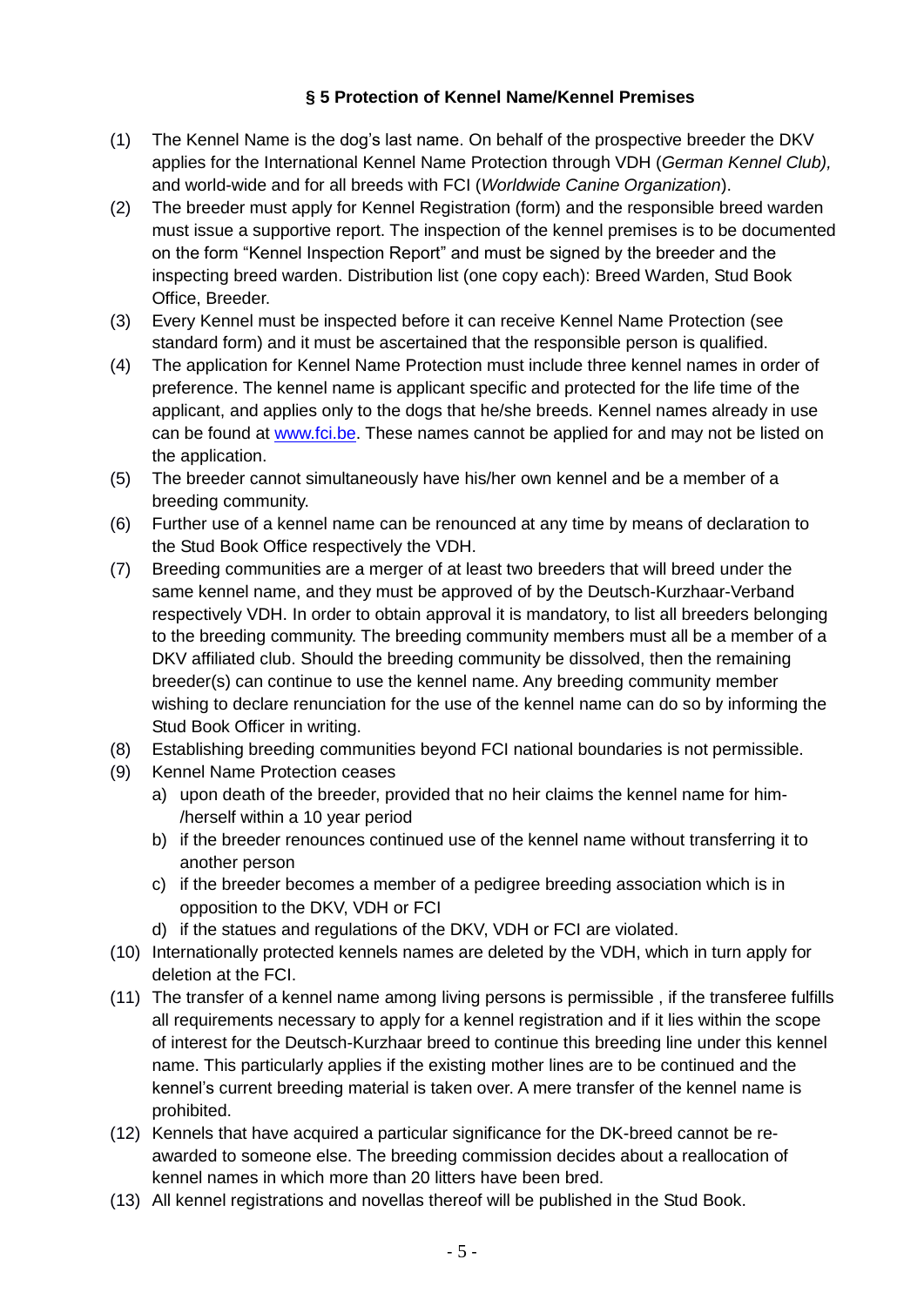## § 5 Protection of Kennel Name/Kennel Premises

(1) The Kennel Name is the dog's last name. On behalf of the prospective breeder the DKV applies for the International Kennel Name Protection through VDH (*German Kennel Club),* and world-wide and for all breeds with FCI (*Worldwide Canine Organization*).

(2) The breeder must apply for Kennel Registration (form) and the responsible breed warden must issue a supportive report. The inspection of the kennel premises is to be documented on the form "Kennel Inspection Report" and must be signed by the breeder and the inspecting breed warden. Distribution list (one copy each): Breed Warden, Stud Book Office, Breeder.

(3) Every Kennel must be inspected before it can receive Kennel Name Protection (see standard form) and it must be ascertained that the responsible person is qualified.

(4) The application for Kennel Name Protection must include three kennel names in order of preference. The kennel name is applicant specific and protected for the life time of the applicant, and applies only to the dogs that he/she breeds. Kennel names already in use can be found at [www.fci.be](http://www.fci.be). These names cannot be applied for and may not be listed on the application.

(5) The breeder cannot simultaneously have his/her own kennel and be a member of a breeding community.

(6) Further use of a kennel name can be renounced at any time by means of declaration to the Stud Book Office respectively the VDH.

(7) Breeding communities are a merger of at least two breeders that will breed under the same kennel name, and they must be approved of by the Deutsch-Kurzhaar-Verband respectively VDH. In order to obtain approval it is mandatory, to list all breeders belonging to the breeding community. The breeding community members must all be a member of a DKV affiliated club. Should the breeding community be dissolved, then the remaining breeder(s) can continue to use the kennel name. Any breeding community member wishing to declare renunciation for the use of the kennel name can do so by informing the Stud Book Officer in writing.

(8) Establishing breeding communities beyond FCI national boundaries is not permissible.

(9) Kennel Name Protection ceases
   a) upon death of the breeder, provided that no heir claims the kennel name for him-/herself within a 10 year period
   b) if the breeder renounces continued use of the kennel name without transferring it to another person
   c) if the breeder becomes a member of a pedigree breeding association which is in opposition to the DKV, VDH or FCI
   d) if the statues and regulations of the DKV, VDH or FCI are violated.

(10) Internationally protected kennels names are deleted by the VDH, which in turn apply for deletion at the FCI.

(11) The transfer of a kennel name among living persons is permissible , if the transferee fulfills all requirements necessary to apply for a kennel registration and if it lies within the scope of interest for the Deutsch-Kurzhaar breed to continue this breeding line under this kennel name. This particularly applies if the existing mother lines are to be continued and the kennel's current breeding material is taken over. A mere transfer of the kennel name is prohibited.

(12) Kennels that have acquired a particular significance for the DK-breed cannot be re-awarded to someone else. The breeding commission decides about a reallocation of kennel names in which more than 20 litters have been bred.

(13) All kennel registrations and novellas thereof will be published in the Stud Book.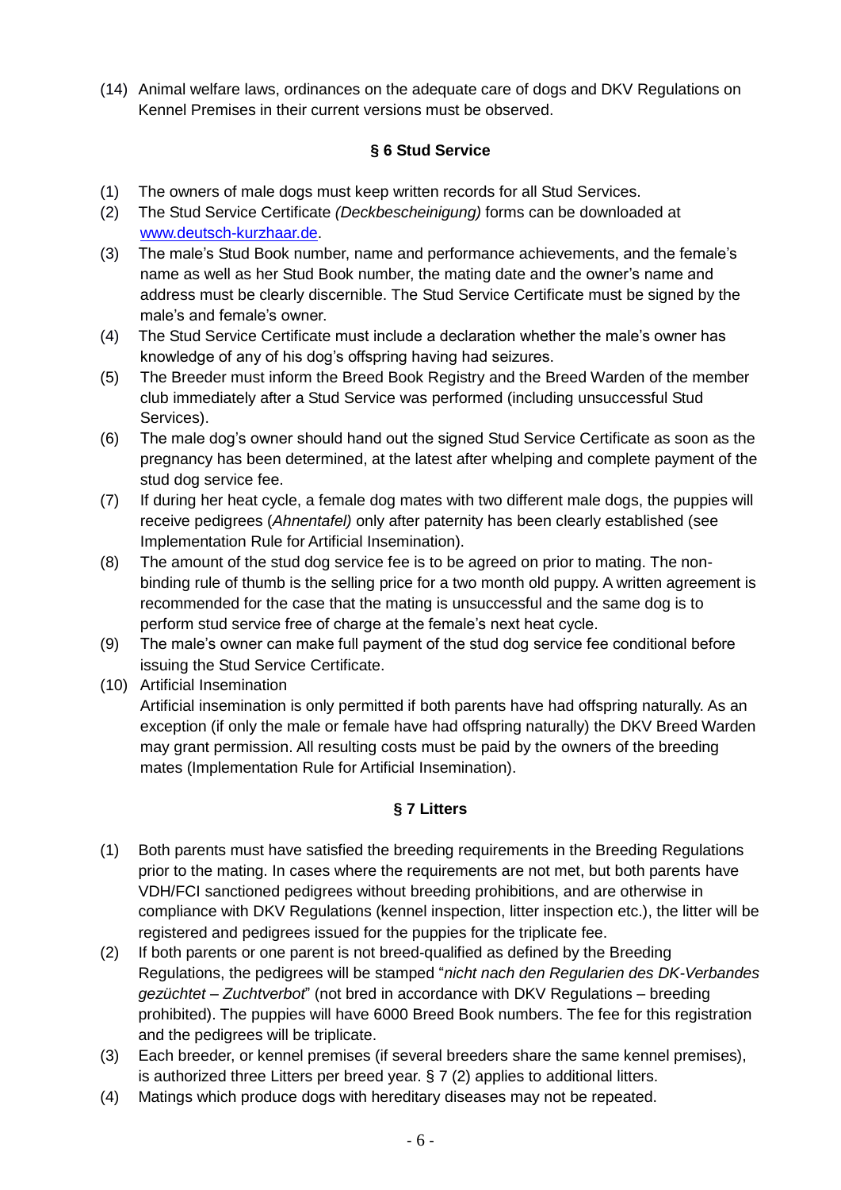(14) Animal welfare laws, ordinances on the adequate care of dogs and DKV Regulations on Kennel Premises in their current versions must be observed.

## § 6 Stud Service

(1) The owners of male dogs must keep written records for all Stud Services.

(2) The Stud Service Certificate *(Deckbescheinigung)* forms can be downloaded at www.deutsch-kurzhaar.de.

(3) The male's Stud Book number, name and performance achievements, and the female's name as well as her Stud Book number, the mating date and the owner's name and address must be clearly discernible. The Stud Service Certificate must be signed by the male's and female's owner.

(4) The Stud Service Certificate must include a declaration whether the male's owner has knowledge of any of his dog's offspring having had seizures.

(5) The Breeder must inform the Breed Book Registry and the Breed Warden of the member club immediately after a Stud Service was performed (including unsuccessful Stud Services).

(6) The male dog's owner should hand out the signed Stud Service Certificate as soon as the pregnancy has been determined, at the latest after whelping and complete payment of the stud dog service fee.

(7) If during her heat cycle, a female dog mates with two different male dogs, the puppies will receive pedigrees (*Ahnentafel)* only after paternity has been clearly established (see Implementation Rule for Artificial Insemination).

(8) The amount of the stud dog service fee is to be agreed on prior to mating. The non-binding rule of thumb is the selling price for a two month old puppy. A written agreement is recommended for the case that the mating is unsuccessful and the same dog is to perform stud service free of charge at the female's next heat cycle.

(9) The male's owner can make full payment of the stud dog service fee conditional before issuing the Stud Service Certificate.

(10) Artificial Insemination
Artificial insemination is only permitted if both parents have had offspring naturally. As an exception (if only the male or female have had offspring naturally) the DKV Breed Warden may grant permission. All resulting costs must be paid by the owners of the breeding mates (Implementation Rule for Artificial Insemination).

## § 7 Litters

(1) Both parents must have satisfied the breeding requirements in the Breeding Regulations prior to the mating. In cases where the requirements are not met, but both parents have VDH/FCI sanctioned pedigrees without breeding prohibitions, and are otherwise in compliance with DKV Regulations (kennel inspection, litter inspection etc.), the litter will be registered and pedigrees issued for the puppies for the triplicate fee.

(2) If both parents or one parent is not breed-qualified as defined by the Breeding Regulations, the pedigrees will be stamped "*nicht nach den Regularien des DK-Verbandes gezüchtet – Zuchtverbot*" (not bred in accordance with DKV Regulations – breeding prohibited). The puppies will have 6000 Breed Book numbers. The fee for this registration and the pedigrees will be triplicate.

(3) Each breeder, or kennel premises (if several breeders share the same kennel premises), is authorized three Litters per breed year. § 7 (2) applies to additional litters.

(4) Matings which produce dogs with hereditary diseases may not be repeated.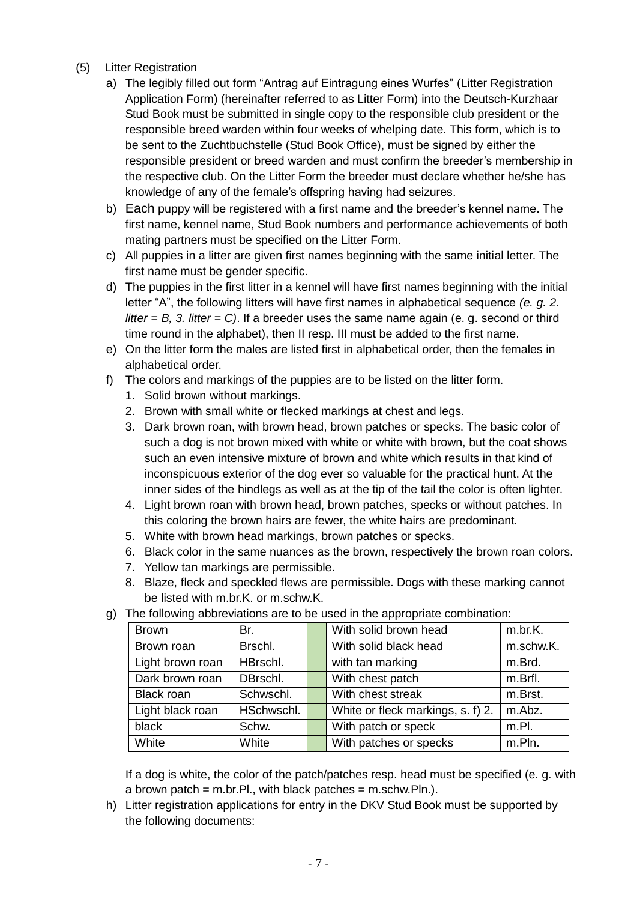(5) Litter Registration

a) The legibly filled out form "Antrag auf Eintragung eines Wurfes" (Litter Registration Application Form) (hereinafter referred to as Litter Form) into the Deutsch-Kurzhaar Stud Book must be submitted in single copy to the responsible club president or the responsible breed warden within four weeks of whelping date. This form, which is to be sent to the Zuchtbuchstelle (Stud Book Office), must be signed by either the responsible president or breed warden and must confirm the breeder's membership in the respective club. On the Litter Form the breeder must declare whether he/she has knowledge of any of the female's offspring having had seizures.

b) Each puppy will be registered with a first name and the breeder's kennel name. The first name, kennel name, Stud Book numbers and performance achievements of both mating partners must be specified on the Litter Form.

c) All puppies in a litter are given first names beginning with the same initial letter. The first name must be gender specific.

d) The puppies in the first litter in a kennel will have first names beginning with the initial letter "A", the following litters will have first names in alphabetical sequence *(e. g. 2. litter = B, 3. litter = C)*. If a breeder uses the same name again (e. g. second or third time round in the alphabet), then II resp. III must be added to the first name.

e) On the litter form the males are listed first in alphabetical order, then the females in alphabetical order.

f) The colors and markings of the puppies are to be listed on the litter form.
   1. Solid brown without markings.
   2. Brown with small white or flecked markings at chest and legs.
   3. Dark brown roan, with brown head, brown patches or specks. The basic color of such a dog is not brown mixed with white or white with brown, but the coat shows such an even intensive mixture of brown and white which results in that kind of inconspicuous exterior of the dog ever so valuable for the practical hunt. At the inner sides of the hindlegs as well as at the tip of the tail the color is often lighter.
   4. Light brown roan with brown head, brown patches, specks or without patches. In this coloring the brown hairs are fewer, the white hairs are predominant.
   5. White with brown head markings, brown patches or specks.
   6. Black color in the same nuances as the brown, respectively the brown roan colors.
   7. Yellow tan markings are permissible.
   8. Blaze, fleck and speckled flews are permissible. Dogs with these marking cannot be listed with m.br.K. or m.schw.K.

g) The following abbreviations are to be used in the appropriate combination:

| Brown | Br. | | With solid brown head | m.br.K. |
|---|---|---|---|---|
| Brown roan | Brschl. | | With solid black head | m.schw.K. |
| Light brown roan | HBrschl. | | with tan marking | m.Brd. |
| Dark brown roan | DBrschl. | | With chest patch | m.Brfl. |
| Black roan | Schwschl. | | With chest streak | m.Brst. |
| Light black roan | HSchwschl. | | White or fleck markings, s. f) 2. | m.Abz. |
| black | Schw. | | With patch or speck | m.Pl. |
| White | White | | With patches or specks | m.Pln. |

If a dog is white, the color of the patch/patches resp. head must be specified (e. g. with a brown patch = m.br.Pl., with black patches = m.schw.Pln.).

h) Litter registration applications for entry in the DKV Stud Book must be supported by the following documents: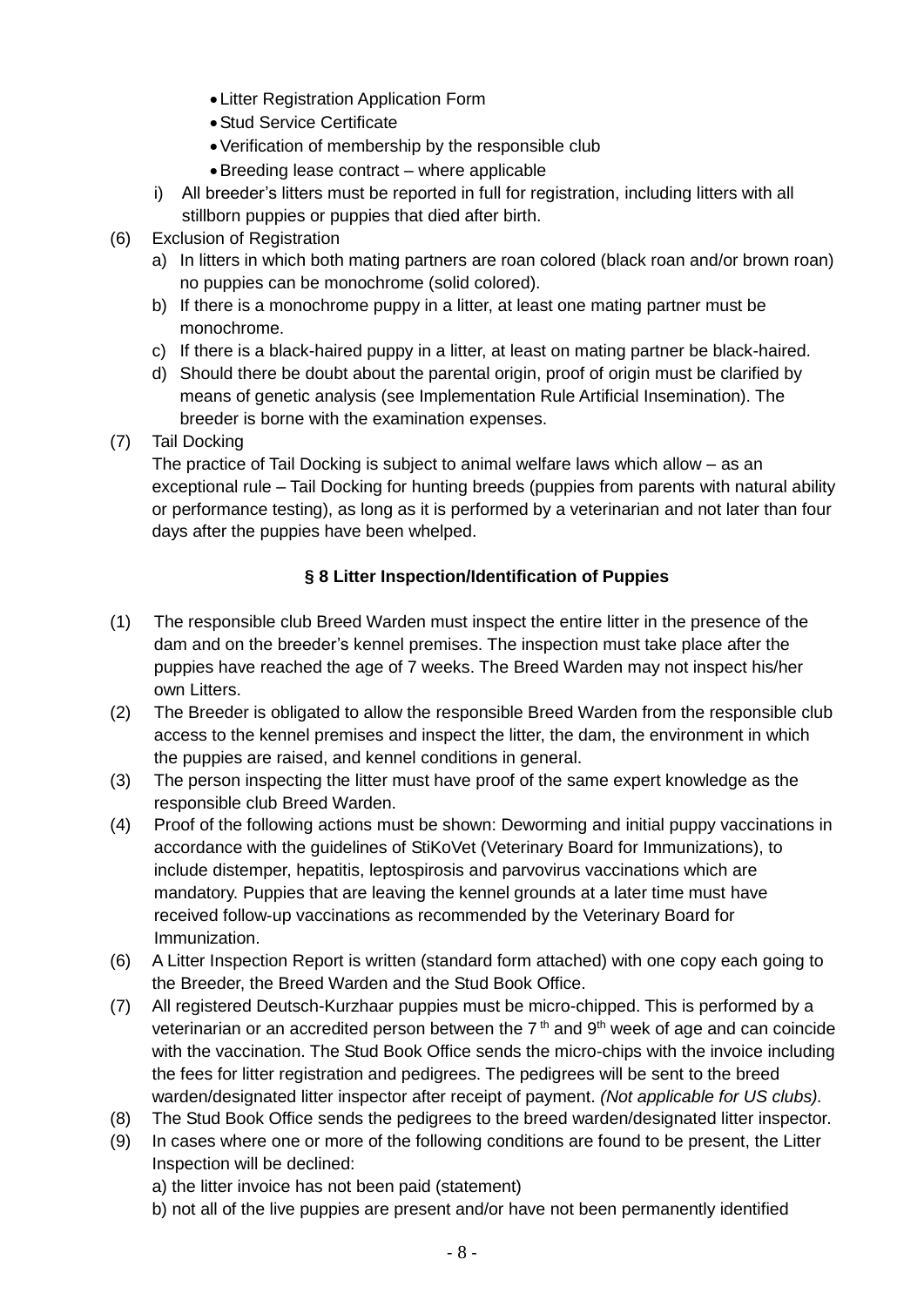- Litter Registration Application Form
- Stud Service Certificate
- Verification of membership by the responsible club
- Breeding lease contract – where applicable

i) All breeder's litters must be reported in full for registration, including litters with all stillborn puppies or puppies that died after birth.

(6) Exclusion of Registration

a) In litters in which both mating partners are roan colored (black roan and/or brown roan) no puppies can be monochrome (solid colored).

b) If there is a monochrome puppy in a litter, at least one mating partner must be monochrome.

c) If there is a black-haired puppy in a litter, at least on mating partner be black-haired.

d) Should there be doubt about the parental origin, proof of origin must be clarified by means of genetic analysis (see Implementation Rule Artificial Insemination). The breeder is borne with the examination expenses.

(7) Tail Docking

The practice of Tail Docking is subject to animal welfare laws which allow – as an exceptional rule – Tail Docking for hunting breeds (puppies from parents with natural ability or performance testing), as long as it is performed by a veterinarian and not later than four days after the puppies have been whelped.

### § 8 Litter Inspection/Identification of Puppies

(1) The responsible club Breed Warden must inspect the entire litter in the presence of the dam and on the breeder's kennel premises. The inspection must take place after the puppies have reached the age of 7 weeks. The Breed Warden may not inspect his/her own Litters.

(2) The Breeder is obligated to allow the responsible Breed Warden from the responsible club access to the kennel premises and inspect the litter, the dam, the environment in which the puppies are raised, and kennel conditions in general.

(3) The person inspecting the litter must have proof of the same expert knowledge as the responsible club Breed Warden.

(4) Proof of the following actions must be shown: Deworming and initial puppy vaccinations in accordance with the guidelines of StiKoVet (Veterinary Board for Immunizations), to include distemper, hepatitis, leptospirosis and parvovirus vaccinations which are mandatory. Puppies that are leaving the kennel grounds at a later time must have received follow-up vaccinations as recommended by the Veterinary Board for Immunization.

(6) A Litter Inspection Report is written (standard form attached) with one copy each going to the Breeder, the Breed Warden and the Stud Book Office.

(7) All registered Deutsch-Kurzhaar puppies must be micro-chipped. This is performed by a veterinarian or an accredited person between the 7th and 9th week of age and can coincide with the vaccination. The Stud Book Office sends the micro-chips with the invoice including the fees for litter registration and pedigrees. The pedigrees will be sent to the breed warden/designated litter inspector after receipt of payment. *(Not applicable for US clubs).*

(8) The Stud Book Office sends the pedigrees to the breed warden/designated litter inspector.

(9) In cases where one or more of the following conditions are found to be present, the Litter Inspection will be declined:

a) the litter invoice has not been paid (statement)

b) not all of the live puppies are present and/or have not been permanently identified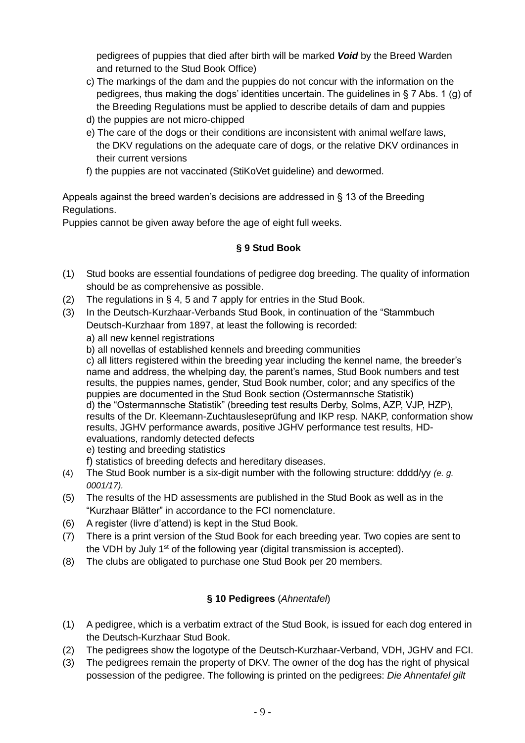pedigrees of puppies that died after birth will be marked ***Void*** by the Breed Warden and returned to the Stud Book Office)

c) The markings of the dam and the puppies do not concur with the information on the pedigrees, thus making the dogs' identities uncertain. The guidelines in § 7 Abs. 1 (g) of the Breeding Regulations must be applied to describe details of dam and puppies

d) the puppies are not micro-chipped

e) The care of the dogs or their conditions are inconsistent with animal welfare laws, the DKV regulations on the adequate care of dogs, or the relative DKV ordinances in their current versions

f) the puppies are not vaccinated (StiKoVet guideline) and dewormed.

Appeals against the breed warden's decisions are addressed in § 13 of the Breeding Regulations.

Puppies cannot be given away before the age of eight full weeks.

### § 9 Stud Book

(1) Stud books are essential foundations of pedigree dog breeding. The quality of information should be as comprehensive as possible.

(2) The regulations in § 4, 5 and 7 apply for entries in the Stud Book.

(3) In the Deutsch-Kurzhaar-Verbands Stud Book, in continuation of the "Stammbuch Deutsch-Kurzhaar from 1897, at least the following is recorded:

a) all new kennel registrations

b) all novellas of established kennels and breeding communities

c) all litters registered within the breeding year including the kennel name, the breeder's name and address, the whelping day, the parent's names, Stud Book numbers and test results, the puppies names, gender, Stud Book number, color; and any specifics of the puppies are documented in the Stud Book section (Ostermannsche Statistik)

d) the "Ostermannsche Statistik" (breeding test results Derby, Solms, AZP, VJP, HZP), results of the Dr. Kleemann-Zuchtausleseprüfung and IKP resp. NAKP, conformation show results, JGHV performance awards, positive JGHV performance test results, HD-evaluations, randomly detected defects

e) testing and breeding statistics

f) statistics of breeding defects and hereditary diseases.

(4) The Stud Book number is a six-digit number with the following structure: dddd/yy *(e. g. 0001/17).*

(5) The results of the HD assessments are published in the Stud Book as well as in the "Kurzhaar Blätter" in accordance to the FCI nomenclature.

(6) A register (livre d'attend) is kept in the Stud Book.

(7) There is a print version of the Stud Book for each breeding year. Two copies are sent to the VDH by July 1st of the following year (digital transmission is accepted).

(8) The clubs are obligated to purchase one Stud Book per 20 members.

### § 10 Pedigrees (*Ahnentafel*)

(1) A pedigree, which is a verbatim extract of the Stud Book, is issued for each dog entered in the Deutsch-Kurzhaar Stud Book.

(2) The pedigrees show the logotype of the Deutsch-Kurzhaar-Verband, VDH, JGHV and FCI.

(3) The pedigrees remain the property of DKV. The owner of the dog has the right of physical possession of the pedigree. The following is printed on the pedigrees: *Die Ahnentafel gilt*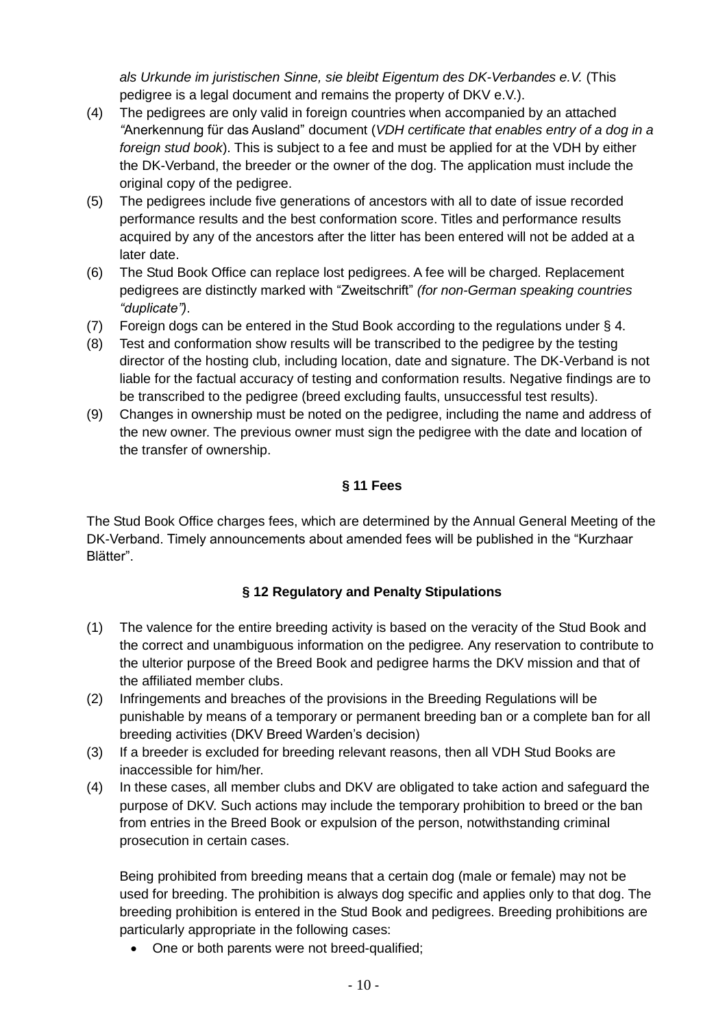*als Urkunde im juristischen Sinne, sie bleibt Eigentum des DK-Verbandes e.V.* (This pedigree is a legal document and remains the property of DKV e.V.).

(4) The pedigrees are only valid in foreign countries when accompanied by an attached *"*Anerkennung für das Ausland" document (*VDH certificate that enables entry of a dog in a foreign stud book*). This is subject to a fee and must be applied for at the VDH by either the DK-Verband, the breeder or the owner of the dog. The application must include the original copy of the pedigree.

(5) The pedigrees include five generations of ancestors with all to date of issue recorded performance results and the best conformation score. Titles and performance results acquired by any of the ancestors after the litter has been entered will not be added at a later date.

(6) The Stud Book Office can replace lost pedigrees. A fee will be charged. Replacement pedigrees are distinctly marked with "Zweitschrift" *(for non-German speaking countries "duplicate")*.

(7) Foreign dogs can be entered in the Stud Book according to the regulations under § 4.

(8) Test and conformation show results will be transcribed to the pedigree by the testing director of the hosting club, including location, date and signature. The DK-Verband is not liable for the factual accuracy of testing and conformation results. Negative findings are to be transcribed to the pedigree (breed excluding faults, unsuccessful test results).

(9) Changes in ownership must be noted on the pedigree, including the name and address of the new owner. The previous owner must sign the pedigree with the date and location of the transfer of ownership.

## § 11 Fees

The Stud Book Office charges fees, which are determined by the Annual General Meeting of the DK-Verband. Timely announcements about amended fees will be published in the "Kurzhaar Blätter".

## § 12 Regulatory and Penalty Stipulations

(1) The valence for the entire breeding activity is based on the veracity of the Stud Book and the correct and unambiguous information on the pedigree. Any reservation to contribute to the ulterior purpose of the Breed Book and pedigree harms the DKV mission and that of the affiliated member clubs.

(2) Infringements and breaches of the provisions in the Breeding Regulations will be punishable by means of a temporary or permanent breeding ban or a complete ban for all breeding activities (DKV Breed Warden's decision)

(3) If a breeder is excluded for breeding relevant reasons, then all VDH Stud Books are inaccessible for him/her.

(4) In these cases, all member clubs and DKV are obligated to take action and safeguard the purpose of DKV. Such actions may include the temporary prohibition to breed or the ban from entries in the Breed Book or expulsion of the person, notwithstanding criminal prosecution in certain cases.

Being prohibited from breeding means that a certain dog (male or female) may not be used for breeding. The prohibition is always dog specific and applies only to that dog. The breeding prohibition is entered in the Stud Book and pedigrees. Breeding prohibitions are particularly appropriate in the following cases:

- One or both parents were not breed-qualified;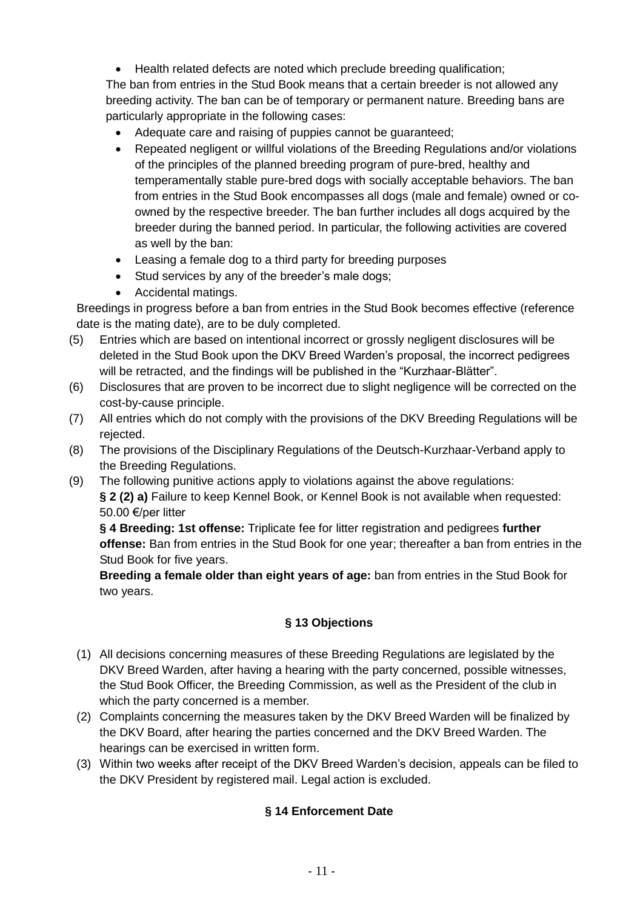- Health related defects are noted which preclude breeding qualification;

The ban from entries in the Stud Book means that a certain breeder is not allowed any breeding activity. The ban can be of temporary or permanent nature. Breeding bans are particularly appropriate in the following cases:

- Adequate care and raising of puppies cannot be guaranteed;
- Repeated negligent or willful violations of the Breeding Regulations and/or violations of the principles of the planned breeding program of pure-bred, healthy and temperamentally stable pure-bred dogs with socially acceptable behaviors. The ban from entries in the Stud Book encompasses all dogs (male and female) owned or co-owned by the respective breeder. The ban further includes all dogs acquired by the breeder during the banned period. In particular, the following activities are covered as well by the ban:
- Leasing a female dog to a third party for breeding purposes
- Stud services by any of the breeder's male dogs;
- Accidental matings.

Breedings in progress before a ban from entries in the Stud Book becomes effective (reference date is the mating date), are to be duly completed.

(5) Entries which are based on intentional incorrect or grossly negligent disclosures will be deleted in the Stud Book upon the DKV Breed Warden's proposal, the incorrect pedigrees will be retracted, and the findings will be published in the "Kurzhaar-Blätter".

(6) Disclosures that are proven to be incorrect due to slight negligence will be corrected on the cost-by-cause principle.

(7) All entries which do not comply with the provisions of the DKV Breeding Regulations will be rejected.

(8) The provisions of the Disciplinary Regulations of the Deutsch-Kurzhaar-Verband apply to the Breeding Regulations.

(9) The following punitive actions apply to violations against the above regulations:
**§ 2 (2) a)** Failure to keep Kennel Book, or Kennel Book is not available when requested: 50.00 €/per litter
**§ 4 Breeding: 1st offense:** Triplicate fee for litter registration and pedigrees **further offense:** Ban from entries in the Stud Book for one year; thereafter a ban from entries in the Stud Book for five years.
**Breeding a female older than eight years of age:** ban from entries in the Stud Book for two years.

## § 13 Objections

(1) All decisions concerning measures of these Breeding Regulations are legislated by the DKV Breed Warden, after having a hearing with the party concerned, possible witnesses, the Stud Book Officer, the Breeding Commission, as well as the President of the club in which the party concerned is a member.

(2) Complaints concerning the measures taken by the DKV Breed Warden will be finalized by the DKV Board, after hearing the parties concerned and the DKV Breed Warden. The hearings can be exercised in written form.

(3) Within two weeks after receipt of the DKV Breed Warden's decision, appeals can be filed to the DKV President by registered mail. Legal action is excluded.

## § 14 Enforcement Date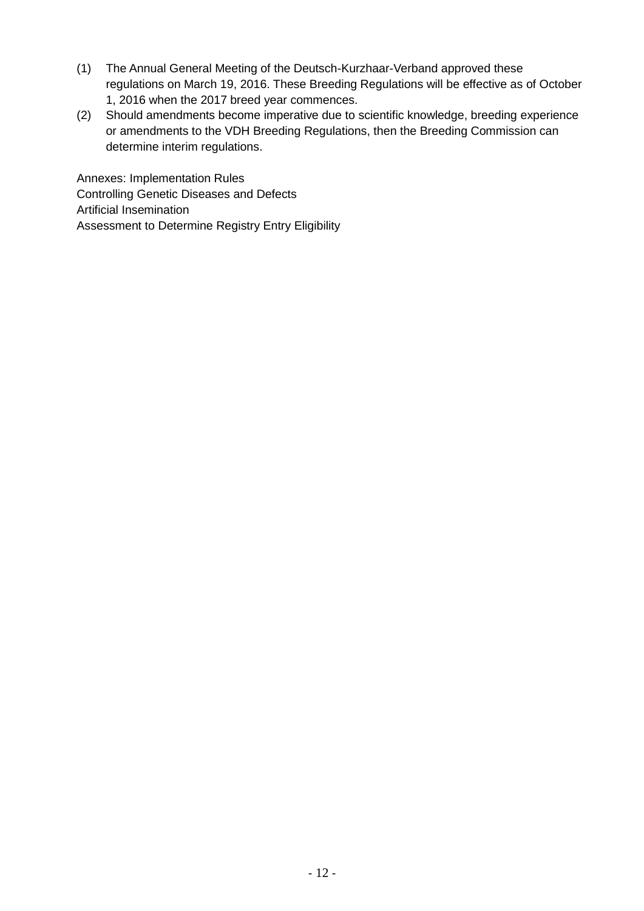(1) The Annual General Meeting of the Deutsch-Kurzhaar-Verband approved these regulations on March 19, 2016. These Breeding Regulations will be effective as of October 1, 2016 when the 2017 breed year commences.

(2) Should amendments become imperative due to scientific knowledge, breeding experience or amendments to the VDH Breeding Regulations, then the Breeding Commission can determine interim regulations.

Annexes: Implementation Rules
Controlling Genetic Diseases and Defects
Artificial Insemination
Assessment to Determine Registry Entry Eligibility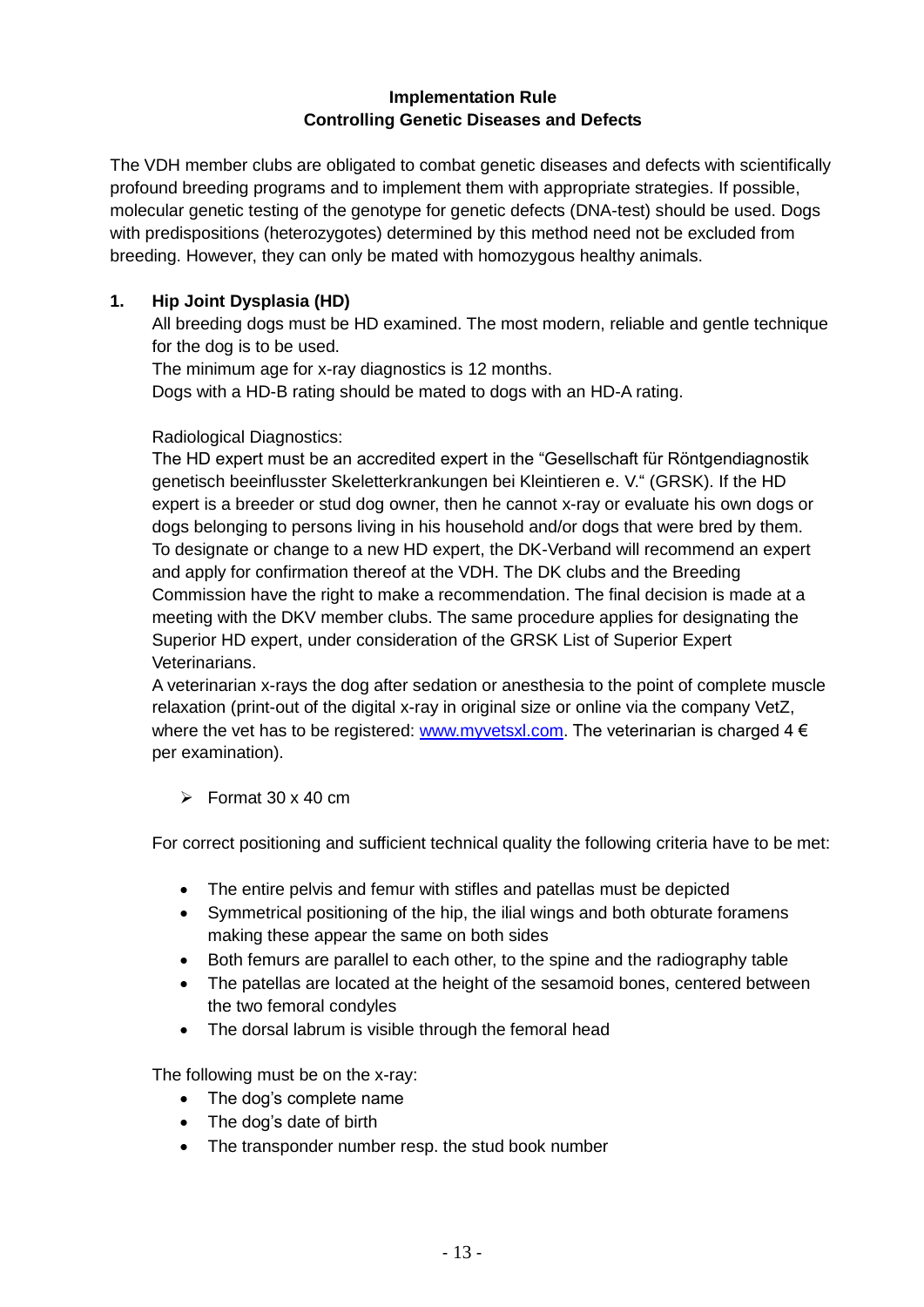**Implementation Rule**
**Controlling Genetic Diseases and Defects**

The VDH member clubs are obligated to combat genetic diseases and defects with scientifically profound breeding programs and to implement them with appropriate strategies. If possible, molecular genetic testing of the genotype for genetic defects (DNA-test) should be used. Dogs with predispositions (heterozygotes) determined by this method need not be excluded from breeding. However, they can only be mated with homozygous healthy animals.

## 1. Hip Joint Dysplasia (HD)

All breeding dogs must be HD examined. The most modern, reliable and gentle technique for the dog is to be used.
The minimum age for x-ray diagnostics is 12 months.
Dogs with a HD-B rating should be mated to dogs with an HD-A rating.

Radiological Diagnostics:
The HD expert must be an accredited expert in the "Gesellschaft für Röntgendiagnostik genetisch beeinflusster Skeletterkrankungen bei Kleintieren e. V." (GRSK). If the HD expert is a breeder or stud dog owner, then he cannot x-ray or evaluate his own dogs or dogs belonging to persons living in his household and/or dogs that were bred by them. To designate or change to a new HD expert, the DK-Verband will recommend an expert and apply for confirmation thereof at the VDH. The DK clubs and the Breeding Commission have the right to make a recommendation. The final decision is made at a meeting with the DKV member clubs. The same procedure applies for designating the Superior HD expert, under consideration of the GRSK List of Superior Expert Veterinarians.
A veterinarian x-rays the dog after sedation or anesthesia to the point of complete muscle relaxation (print-out of the digital x-ray in original size or online via the company VetZ, where the vet has to be registered: www.myvetsxl.com. The veterinarian is charged 4 € per examination).

- Format 30 x 40 cm

For correct positioning and sufficient technical quality the following criteria have to be met:

- The entire pelvis and femur with stifles and patellas must be depicted
- Symmetrical positioning of the hip, the ilial wings and both obturate foramens making these appear the same on both sides
- Both femurs are parallel to each other, to the spine and the radiography table
- The patellas are located at the height of the sesamoid bones, centered between the two femoral condyles
- The dorsal labrum is visible through the femoral head

The following must be on the x-ray:

- The dog's complete name
- The dog's date of birth
- The transponder number resp. the stud book number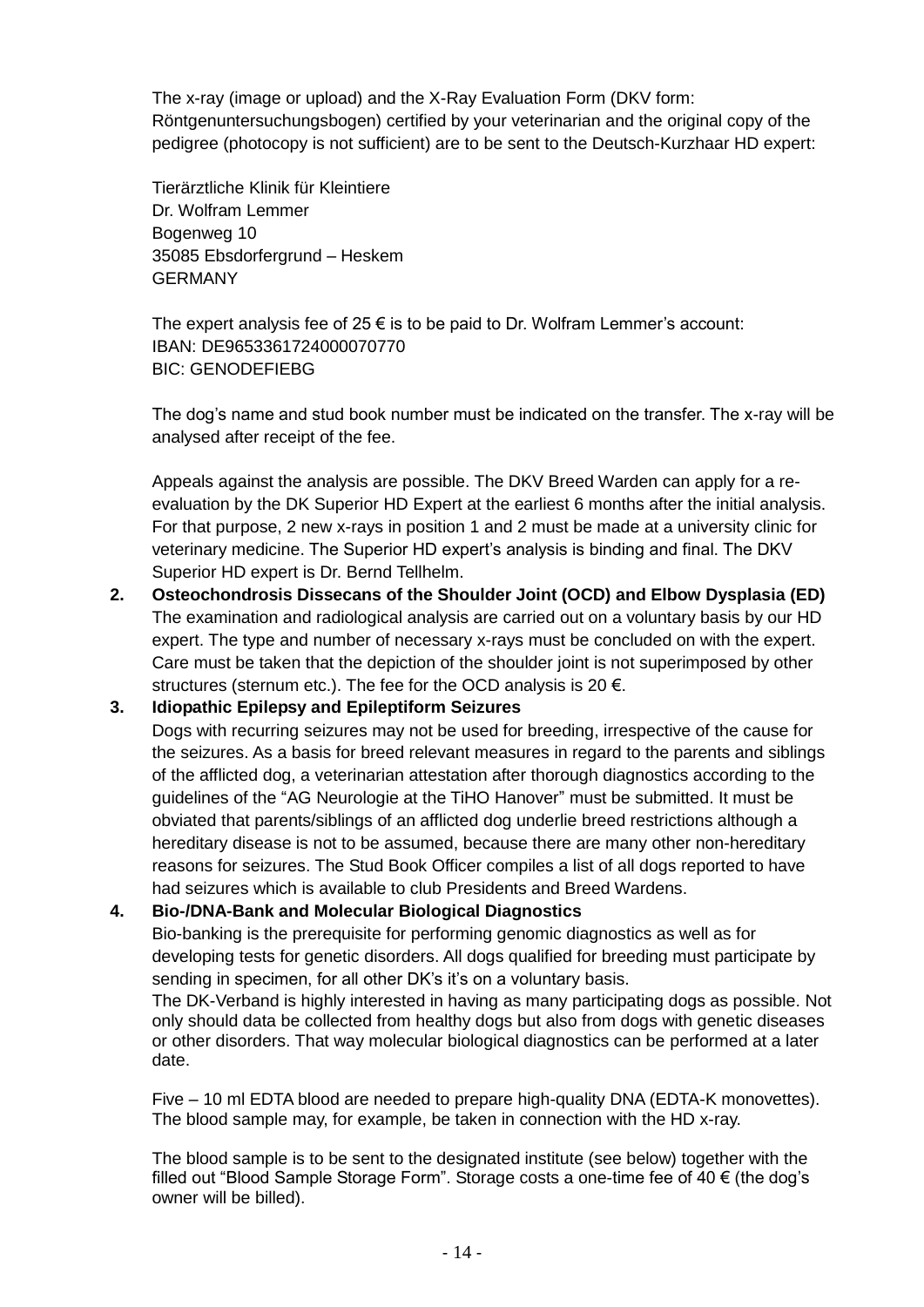The x-ray (image or upload) and the X-Ray Evaluation Form (DKV form: Röntgenuntersuchungsbogen) certified by your veterinarian and the original copy of the pedigree (photocopy is not sufficient) are to be sent to the Deutsch-Kurzhaar HD expert:

Tierärztliche Klinik für Kleintiere
Dr. Wolfram Lemmer
Bogenweg 10
35085 Ebsdorfergrund – Heskem
GERMANY

The expert analysis fee of 25 € is to be paid to Dr. Wolfram Lemmer's account:
IBAN: DE96533617240000070770
BIC: GENODEFIEBG

The dog's name and stud book number must be indicated on the transfer. The x-ray will be analysed after receipt of the fee.

Appeals against the analysis are possible. The DKV Breed Warden can apply for a re-evaluation by the DK Superior HD Expert at the earliest 6 months after the initial analysis. For that purpose, 2 new x-rays in position 1 and 2 must be made at a university clinic for veterinary medicine. The Superior HD expert's analysis is binding and final. The DKV Superior HD expert is Dr. Bernd Tellhelm.

2. **Osteochondrosis Dissecans of the Shoulder Joint (OCD) and Elbow Dysplasia (ED)**
   The examination and radiological analysis are carried out on a voluntary basis by our HD expert. The type and number of necessary x-rays must be concluded on with the expert. Care must be taken that the depiction of the shoulder joint is not superimposed by other structures (sternum etc.). The fee for the OCD analysis is 20 €.

3. **Idiopathic Epilepsy and Epileptiform Seizures**
   Dogs with recurring seizures may not be used for breeding, irrespective of the cause for the seizures. As a basis for breed relevant measures in regard to the parents and siblings of the afflicted dog, a veterinarian attestation after thorough diagnostics according to the guidelines of the "AG Neurologie at the TiHO Hanover" must be submitted. It must be obviated that parents/siblings of an afflicted dog underlie breed restrictions although a hereditary disease is not to be assumed, because there are many other non-hereditary reasons for seizures. The Stud Book Officer compiles a list of all dogs reported to have had seizures which is available to club Presidents and Breed Wardens.

4. **Bio-/DNA-Bank and Molecular Biological Diagnostics**
   Bio-banking is the prerequisite for performing genomic diagnostics as well as for developing tests for genetic disorders. All dogs qualified for breeding must participate by sending in specimen, for all other DK's it's on a voluntary basis.
   The DK-Verband is highly interested in having as many participating dogs as possible. Not only should data be collected from healthy dogs but also from dogs with genetic diseases or other disorders. That way molecular biological diagnostics can be performed at a later date.

   Five – 10 ml EDTA blood are needed to prepare high-quality DNA (EDTA-K monovettes). The blood sample may, for example, be taken in connection with the HD x-ray.

   The blood sample is to be sent to the designated institute (see below) together with the filled out "Blood Sample Storage Form". Storage costs a one-time fee of 40 € (the dog's owner will be billed).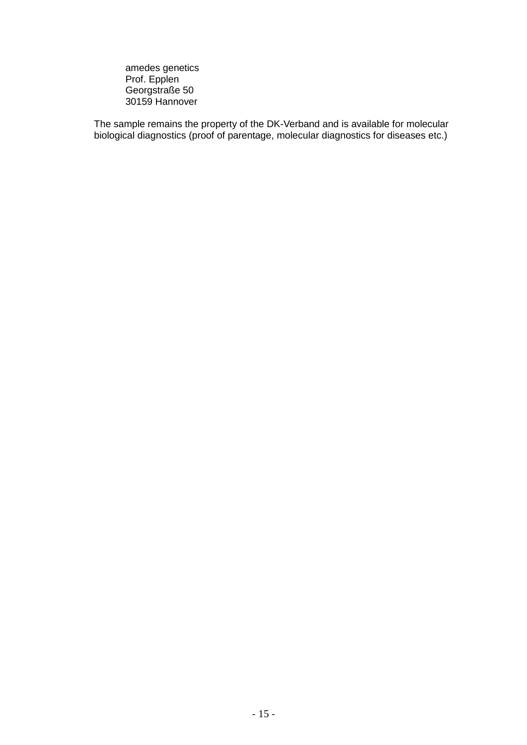amedes genetics
Prof. Epplen
Georgstraße 50
30159 Hannover

The sample remains the property of the DK-Verband and is available for molecular biological diagnostics (proof of parentage, molecular diagnostics for diseases etc.)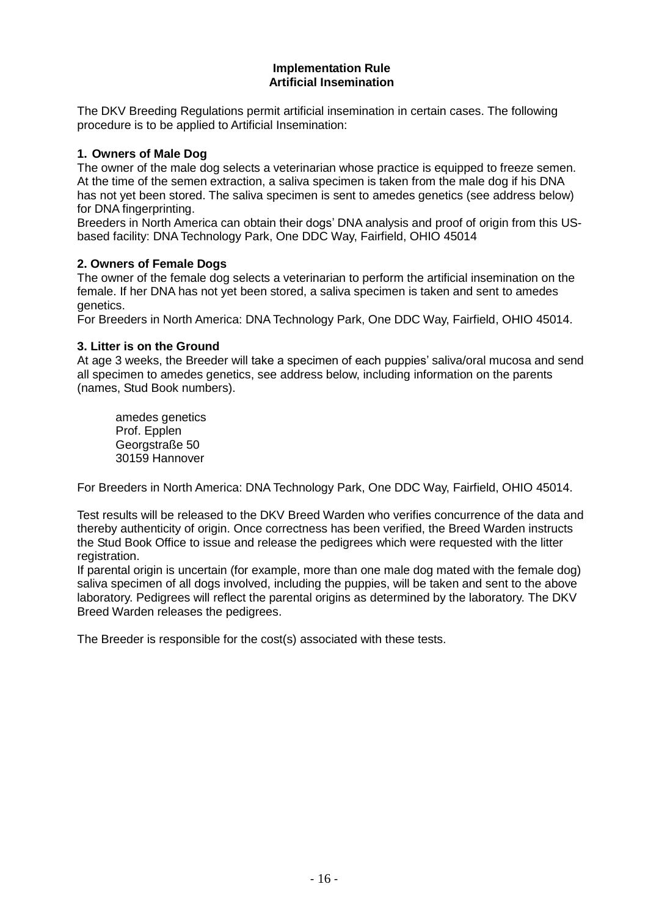# Implementation Rule
# Artificial Insemination

The DKV Breeding Regulations permit artificial insemination in certain cases. The following procedure is to be applied to Artificial Insemination:

## 1. Owners of Male Dog

The owner of the male dog selects a veterinarian whose practice is equipped to freeze semen. At the time of the semen extraction, a saliva specimen is taken from the male dog if his DNA has not yet been stored. The saliva specimen is sent to amedes genetics (see address below) for DNA fingerprinting.

Breeders in North America can obtain their dogs' DNA analysis and proof of origin from this US-based facility: DNA Technology Park, One DDC Way, Fairfield, OHIO 45014

## 2. Owners of Female Dogs

The owner of the female dog selects a veterinarian to perform the artificial insemination on the female. If her DNA has not yet been stored, a saliva specimen is taken and sent to amedes genetics.

For Breeders in North America: DNA Technology Park, One DDC Way, Fairfield, OHIO 45014.

## 3. Litter is on the Ground

At age 3 weeks, the Breeder will take a specimen of each puppies' saliva/oral mucosa and send all specimen to amedes genetics, see address below, including information on the parents (names, Stud Book numbers).

amedes genetics
Prof. Epplen
Georgstraße 50
30159 Hannover

For Breeders in North America: DNA Technology Park, One DDC Way, Fairfield, OHIO 45014.

Test results will be released to the DKV Breed Warden who verifies concurrence of the data and thereby authenticity of origin. Once correctness has been verified, the Breed Warden instructs the Stud Book Office to issue and release the pedigrees which were requested with the litter registration.

If parental origin is uncertain (for example, more than one male dog mated with the female dog) saliva specimen of all dogs involved, including the puppies, will be taken and sent to the above laboratory. Pedigrees will reflect the parental origins as determined by the laboratory. The DKV Breed Warden releases the pedigrees.

The Breeder is responsible for the cost(s) associated with these tests.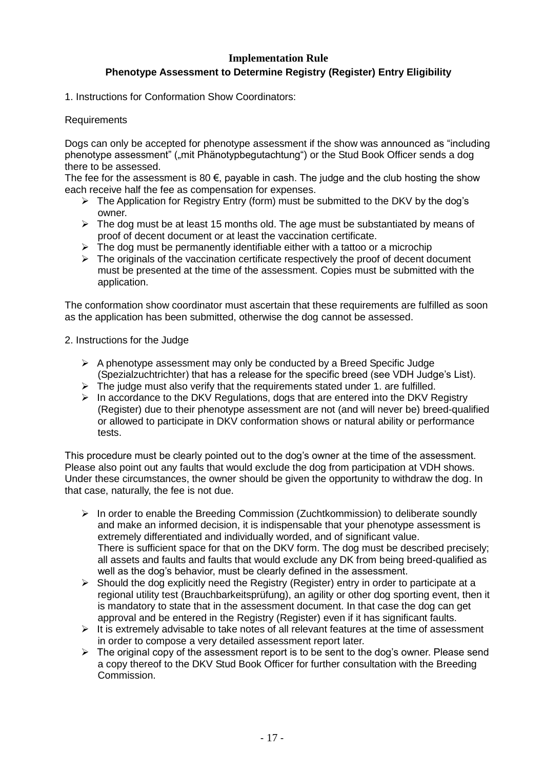# Implementation Rule

## Phenotype Assessment to Determine Registry (Register) Entry Eligibility

1. Instructions for Conformation Show Coordinators:

Requirements

Dogs can only be accepted for phenotype assessment if the show was announced as "including phenotype assessment" („mit Phänotypbegutachtung") or the Stud Book Officer sends a dog there to be assessed.
The fee for the assessment is 80 €, payable in cash. The judge and the club hosting the show each receive half the fee as compensation for expenses.

- The Application for Registry Entry (form) must be submitted to the DKV by the dog's owner.
- The dog must be at least 15 months old. The age must be substantiated by means of proof of decent document or at least the vaccination certificate.
- The dog must be permanently identifiable either with a tattoo or a microchip
- The originals of the vaccination certificate respectively the proof of decent document must be presented at the time of the assessment. Copies must be submitted with the application.

The conformation show coordinator must ascertain that these requirements are fulfilled as soon as the application has been submitted, otherwise the dog cannot be assessed.

2. Instructions for the Judge

- A phenotype assessment may only be conducted by a Breed Specific Judge (Spezialzuchtrichter) that has a release for the specific breed (see VDH Judge's List).
- The judge must also verify that the requirements stated under 1. are fulfilled.
- In accordance to the DKV Regulations, dogs that are entered into the DKV Registry (Register) due to their phenotype assessment are not (and will never be) breed-qualified or allowed to participate in DKV conformation shows or natural ability or performance tests.

This procedure must be clearly pointed out to the dog's owner at the time of the assessment. Please also point out any faults that would exclude the dog from participation at VDH shows. Under these circumstances, the owner should be given the opportunity to withdraw the dog. In that case, naturally, the fee is not due.

- In order to enable the Breeding Commission (Zuchtkommission) to deliberate soundly and make an informed decision, it is indispensable that your phenotype assessment is extremely differentiated and individually worded, and of significant value.
  There is sufficient space for that on the DKV form. The dog must be described precisely; all assets and faults and faults that would exclude any DK from being breed-qualified as well as the dog's behavior, must be clearly defined in the assessment.
- Should the dog explicitly need the Registry (Register) entry in order to participate at a regional utility test (Brauchbarkeitsprüfung), an agility or other dog sporting event, then it is mandatory to state that in the assessment document. In that case the dog can get approval and be entered in the Registry (Register) even if it has significant faults.
- It is extremely advisable to take notes of all relevant features at the time of assessment in order to compose a very detailed assessment report later.
- The original copy of the assessment report is to be sent to the dog's owner. Please send a copy thereof to the DKV Stud Book Officer for further consultation with the Breeding Commission.